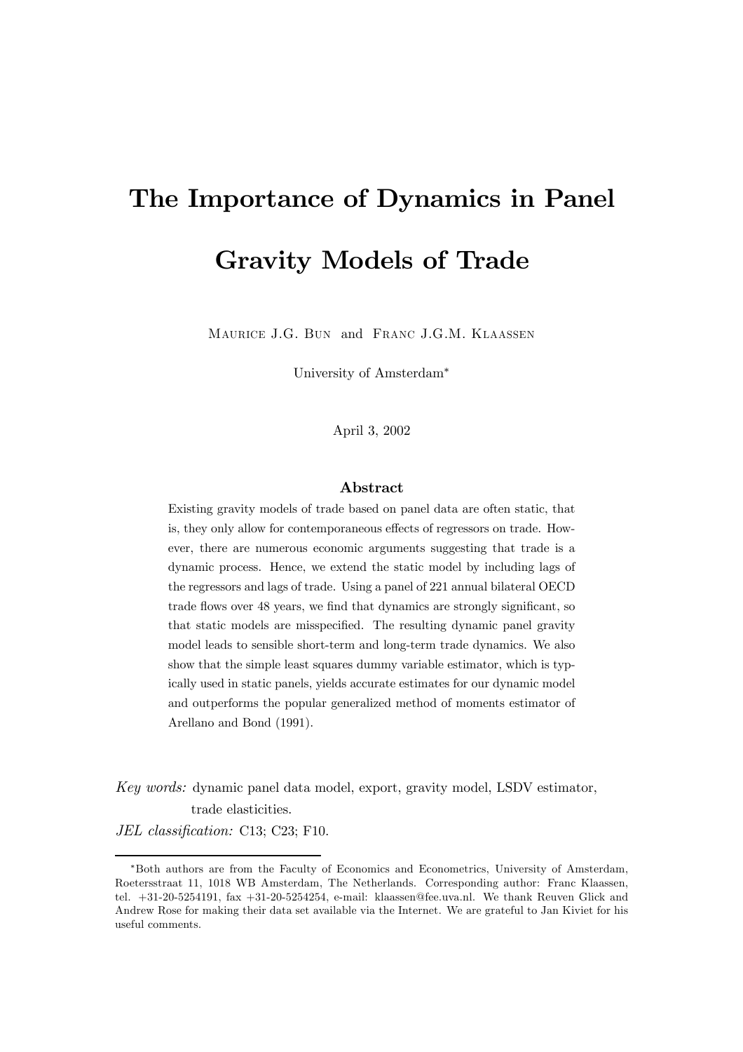# The Importance of Dynamics in Panel Gravity Models of Trade

Maurice J.G. Bun and Franc J.G.M. Klaassen

University of Amsterdam*

April 3, 2002

## Abstract

Existing gravity models of trade based on panel data are often static, that is, they only allow for contemporaneous effects of regressors on trade. However, there are numerous economic arguments suggesting that trade is a dynamic process. Hence, we extend the static model by including lags of the regressors and lags of trade. Using a panel of 221 annual bilateral OECD trade flows over 48 years, we find that dynamics are strongly significant, so that static models are misspecified. The resulting dynamic panel gravity model leads to sensible short-term and long-term trade dynamics. We also show that the simple least squares dummy variable estimator, which is typically used in static panels, yields accurate estimates for our dynamic model and outperforms the popular generalized method of moments estimator of Arellano and Bond (1991).

*Key words:* dynamic panel data model, export, gravity model, LSDV estimator, trade elasticities.

*JEL classification:* C13; C23; F10.

---

*Both authors are from the Faculty of Economics and Econometrics, University of Amsterdam, Roetersstraat 11, 1018 WB Amsterdam, The Netherlands. Corresponding author: Franc Klaassen, tel. +31-20-5254191, fax +31-20-5254254, e-mail: klaassen@fee.uva.nl. We thank Reuven Glick and Andrew Rose for making their data set available via the Internet. We are grateful to Jan Kiviet for his useful comments.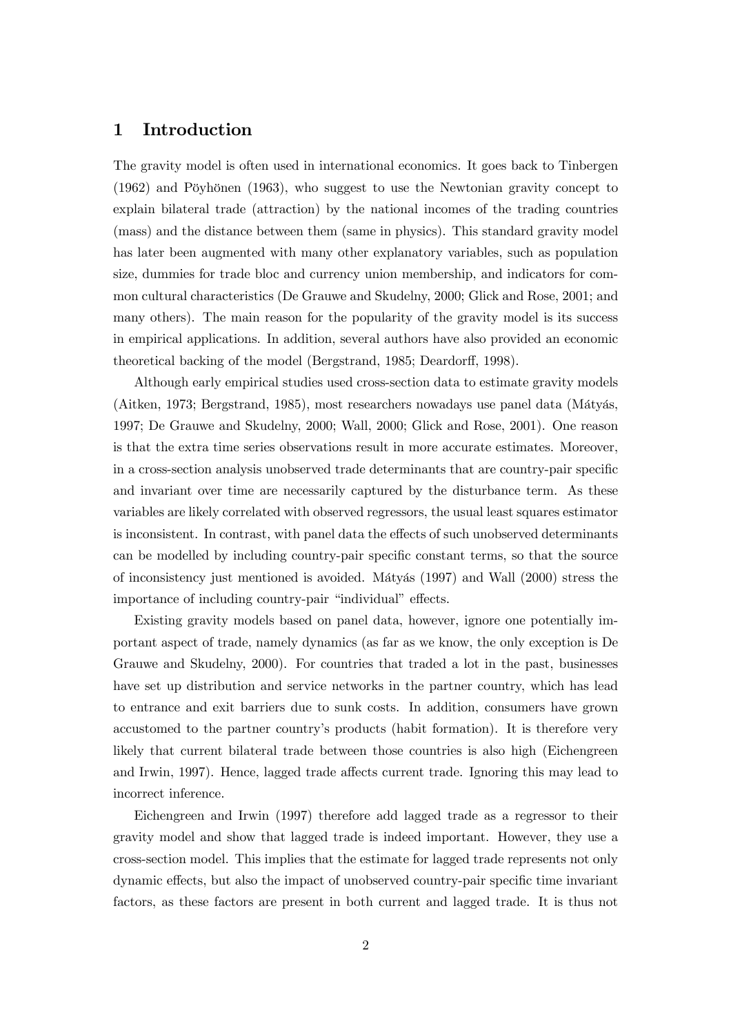# 1 Introduction

The gravity model is often used in international economics. It goes back to Tinbergen (1962) and Pöyhönen (1963), who suggest to use the Newtonian gravity concept to explain bilateral trade (attraction) by the national incomes of the trading countries (mass) and the distance between them (same in physics). This standard gravity model has later been augmented with many other explanatory variables, such as population size, dummies for trade bloc and currency union membership, and indicators for common cultural characteristics (De Grauwe and Skudelny, 2000; Glick and Rose, 2001; and many others). The main reason for the popularity of the gravity model is its success in empirical applications. In addition, several authors have also provided an economic theoretical backing of the model (Bergstrand, 1985; Deardorff, 1998).

Although early empirical studies used cross-section data to estimate gravity models (Aitken, 1973; Bergstrand, 1985), most researchers nowadays use panel data (Mátyás, 1997; De Grauwe and Skudelny, 2000; Wall, 2000; Glick and Rose, 2001). One reason is that the extra time series observations result in more accurate estimates. Moreover, in a cross-section analysis unobserved trade determinants that are country-pair specific and invariant over time are necessarily captured by the disturbance term. As these variables are likely correlated with observed regressors, the usual least squares estimator is inconsistent. In contrast, with panel data the effects of such unobserved determinants can be modelled by including country-pair specific constant terms, so that the source of inconsistency just mentioned is avoided. Mátyás (1997) and Wall (2000) stress the importance of including country-pair "individual" effects.

Existing gravity models based on panel data, however, ignore one potentially important aspect of trade, namely dynamics (as far as we know, the only exception is De Grauwe and Skudelny, 2000). For countries that traded a lot in the past, businesses have set up distribution and service networks in the partner country, which has lead to entrance and exit barriers due to sunk costs. In addition, consumers have grown accustomed to the partner country's products (habit formation). It is therefore very likely that current bilateral trade between those countries is also high (Eichengreen and Irwin, 1997). Hence, lagged trade affects current trade. Ignoring this may lead to incorrect inference.

Eichengreen and Irwin (1997) therefore add lagged trade as a regressor to their gravity model and show that lagged trade is indeed important. However, they use a cross-section model. This implies that the estimate for lagged trade represents not only dynamic effects, but also the impact of unobserved country-pair specific time invariant factors, as these factors are present in both current and lagged trade. It is thus not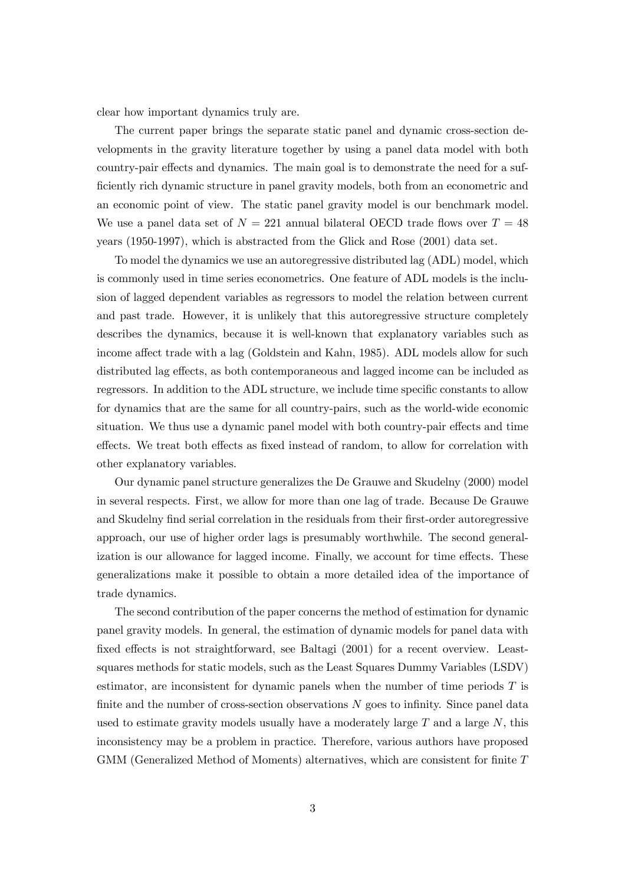clear how important dynamics truly are.

The current paper brings the separate static panel and dynamic cross-section developments in the gravity literature together by using a panel data model with both country-pair effects and dynamics. The main goal is to demonstrate the need for a sufficiently rich dynamic structure in panel gravity models, both from an econometric and an economic point of view. The static panel gravity model is our benchmark model. We use a panel data set of $N = 221$ annual bilateral OECD trade flows over $T = 48$ years (1950-1997), which is abstracted from the Glick and Rose (2001) data set.

To model the dynamics we use an autoregressive distributed lag (ADL) model, which is commonly used in time series econometrics. One feature of ADL models is the inclusion of lagged dependent variables as regressors to model the relation between current and past trade. However, it is unlikely that this autoregressive structure completely describes the dynamics, because it is well-known that explanatory variables such as income affect trade with a lag (Goldstein and Kahn, 1985). ADL models allow for such distributed lag effects, as both contemporaneous and lagged income can be included as regressors. In addition to the ADL structure, we include time specific constants to allow for dynamics that are the same for all country-pairs, such as the world-wide economic situation. We thus use a dynamic panel model with both country-pair effects and time effects. We treat both effects as fixed instead of random, to allow for correlation with other explanatory variables.

Our dynamic panel structure generalizes the De Grauwe and Skudelny (2000) model in several respects. First, we allow for more than one lag of trade. Because De Grauwe and Skudelny find serial correlation in the residuals from their first-order autoregressive approach, our use of higher order lags is presumably worthwhile. The second generalization is our allowance for lagged income. Finally, we account for time effects. These generalizations make it possible to obtain a more detailed idea of the importance of trade dynamics.

The second contribution of the paper concerns the method of estimation for dynamic panel gravity models. In general, the estimation of dynamic models for panel data with fixed effects is not straightforward, see Baltagi (2001) for a recent overview. Least-squares methods for static models, such as the Least Squares Dummy Variables (LSDV) estimator, are inconsistent for dynamic panels when the number of time periods $T$ is finite and the number of cross-section observations $N$ goes to infinity. Since panel data used to estimate gravity models usually have a moderately large $T$ and a large $N$, this inconsistency may be a problem in practice. Therefore, various authors have proposed GMM (Generalized Method of Moments) alternatives, which are consistent for finite $T$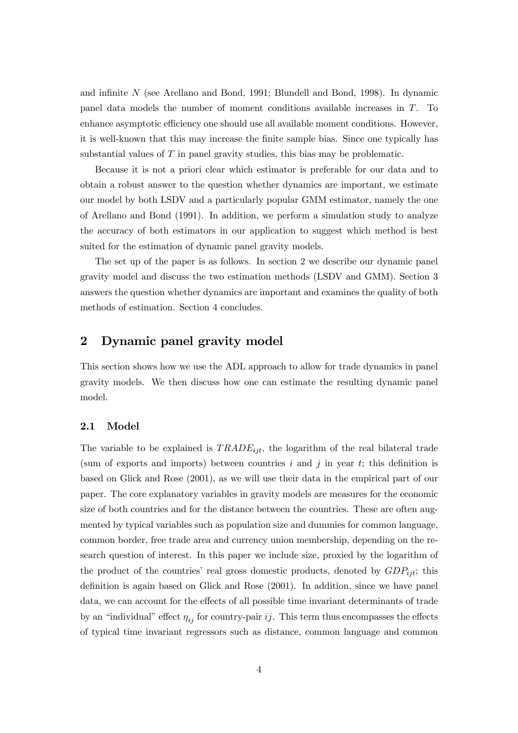and infinite $N$ (see Arellano and Bond, 1991; Blundell and Bond, 1998). In dynamic panel data models the number of moment conditions available increases in $T$. To enhance asymptotic efficiency one should use all available moment conditions. However, it is well-known that this may increase the finite sample bias. Since one typically has substantial values of $T$ in panel gravity studies, this bias may be problematic.

Because it is not a priori clear which estimator is preferable for our data and to obtain a robust answer to the question whether dynamics are important, we estimate our model by both LSDV and a particularly popular GMM estimator, namely the one of Arellano and Bond (1991). In addition, we perform a simulation study to analyze the accuracy of both estimators in our application to suggest which method is best suited for the estimation of dynamic panel gravity models.

The set up of the paper is as follows. In section 2 we describe our dynamic panel gravity model and discuss the two estimation methods (LSDV and GMM). Section 3 answers the question whether dynamics are important and examines the quality of both methods of estimation. Section 4 concludes.

## 2 Dynamic panel gravity model

This section shows how we use the ADL approach to allow for trade dynamics in panel gravity models. We then discuss how one can estimate the resulting dynamic panel model.

### 2.1 Model

The variable to be explained is $TRADE_{ijt}$, the logarithm of the real bilateral trade (sum of exports and imports) between countries $i$ and $j$ in year $t$; this definition is based on Glick and Rose (2001), as we will use their data in the empirical part of our paper. The core explanatory variables in gravity models are measures for the economic size of both countries and for the distance between the countries. These are often augmented by typical variables such as population size and dummies for common language, common border, free trade area and currency union membership, depending on the research question of interest. In this paper we include size, proxied by the logarithm of the product of the countries' real gross domestic products, denoted by $GDP_{ijt}$; this definition is again based on Glick and Rose (2001). In addition, since we have panel data, we can account for the effects of all possible time invariant determinants of trade by an "individual" effect $\eta_{ij}$ for country-pair $ij$. This term thus encompasses the effects of typical time invariant regressors such as distance, common language and common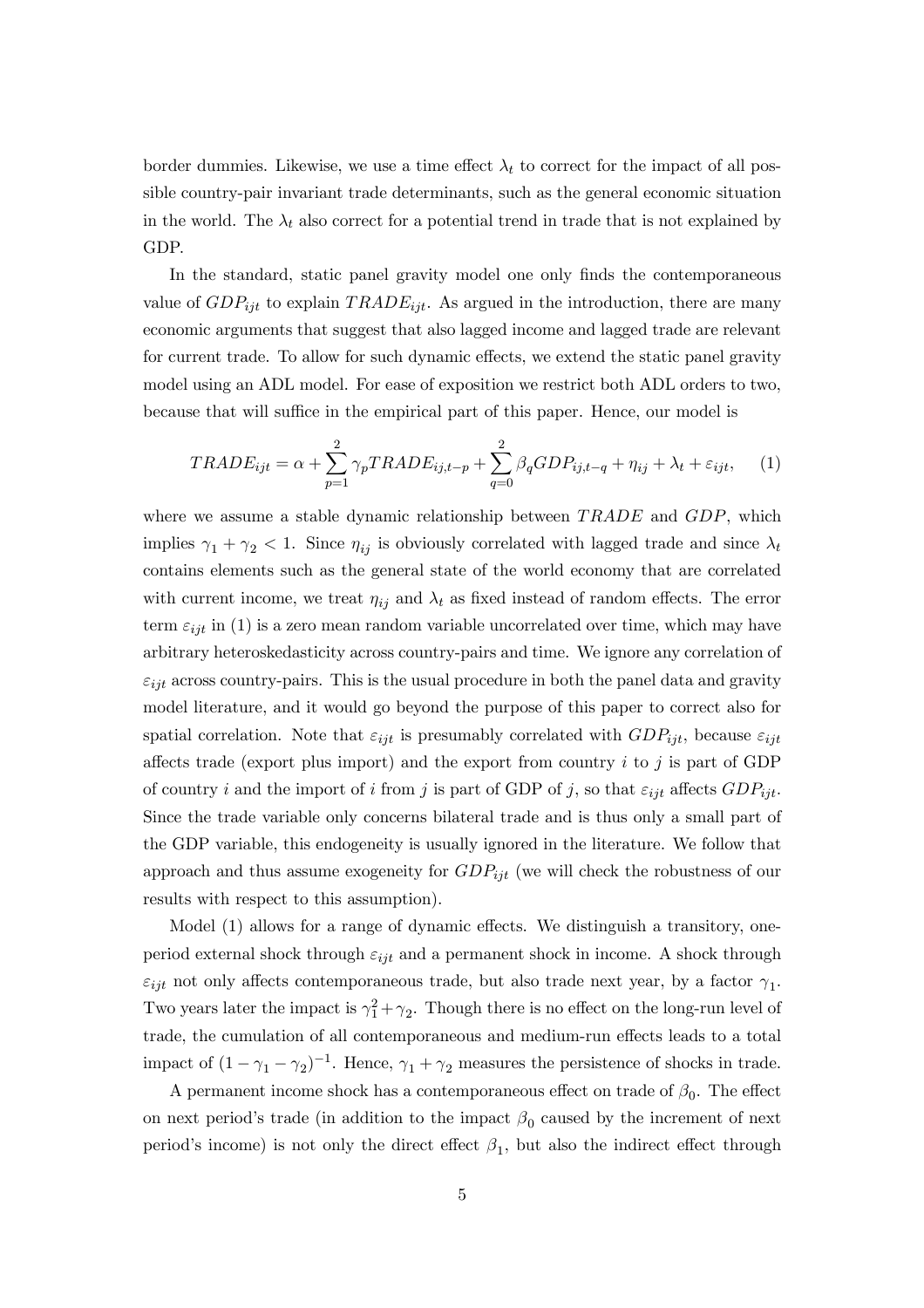border dummies. Likewise, we use a time effect $\lambda_t$ to correct for the impact of all possible country-pair invariant trade determinants, such as the general economic situation in the world. The $\lambda_t$ also correct for a potential trend in trade that is not explained by GDP.

In the standard, static panel gravity model one only finds the contemporaneous value of $GDP_{ijt}$ to explain $TRADE_{ijt}$. As argued in the introduction, there are many economic arguments that suggest that also lagged income and lagged trade are relevant for current trade. To allow for such dynamic effects, we extend the static panel gravity model using an ADL model. For ease of exposition we restrict both ADL orders to two, because that will suffice in the empirical part of this paper. Hence, our model is

$$TRADE_{ijt} = \alpha + \sum_{p=1}^{2} \gamma_p TRADE_{ij,t-p} + \sum_{q=0}^{2} \beta_q GDP_{ij,t-q} + \eta_{ij} + \lambda_t + \varepsilon_{ijt}, \quad (1)$$

where we assume a stable dynamic relationship between $TRADE$ and $GDP$, which implies $\gamma_1 + \gamma_2 < 1$. Since $\eta_{ij}$ is obviously correlated with lagged trade and since $\lambda_t$ contains elements such as the general state of the world economy that are correlated with current income, we treat $\eta_{ij}$ and $\lambda_t$ as fixed instead of random effects. The error term $\varepsilon_{ijt}$ in (1) is a zero mean random variable uncorrelated over time, which may have arbitrary heteroskedasticity across country-pairs and time. We ignore any correlation of $\varepsilon_{ijt}$ across country-pairs. This is the usual procedure in both the panel data and gravity model literature, and it would go beyond the purpose of this paper to correct also for spatial correlation. Note that $\varepsilon_{ijt}$ is presumably correlated with $GDP_{ijt}$, because $\varepsilon_{ijt}$ affects trade (export plus import) and the export from country $i$ to $j$ is part of GDP of country $i$ and the import of $i$ from $j$ is part of GDP of $j$, so that $\varepsilon_{ijt}$ affects $GDP_{ijt}$. Since the trade variable only concerns bilateral trade and is thus only a small part of the GDP variable, this endogeneity is usually ignored in the literature. We follow that approach and thus assume exogeneity for $GDP_{ijt}$ (we will check the robustness of our results with respect to this assumption).

Model (1) allows for a range of dynamic effects. We distinguish a transitory, one-period external shock through $\varepsilon_{ijt}$ and a permanent shock in income. A shock through $\varepsilon_{ijt}$ not only affects contemporaneous trade, but also trade next year, by a factor $\gamma_1$. Two years later the impact is $\gamma_1^2 + \gamma_2$. Though there is no effect on the long-run level of trade, the cumulation of all contemporaneous and medium-run effects leads to a total impact of $(1 - \gamma_1 - \gamma_2)^{-1}$. Hence, $\gamma_1 + \gamma_2$ measures the persistence of shocks in trade.

A permanent income shock has a contemporaneous effect on trade of $\beta_0$. The effect on next period's trade (in addition to the impact $\beta_0$ caused by the increment of next period's income) is not only the direct effect $\beta_1$, but also the indirect effect through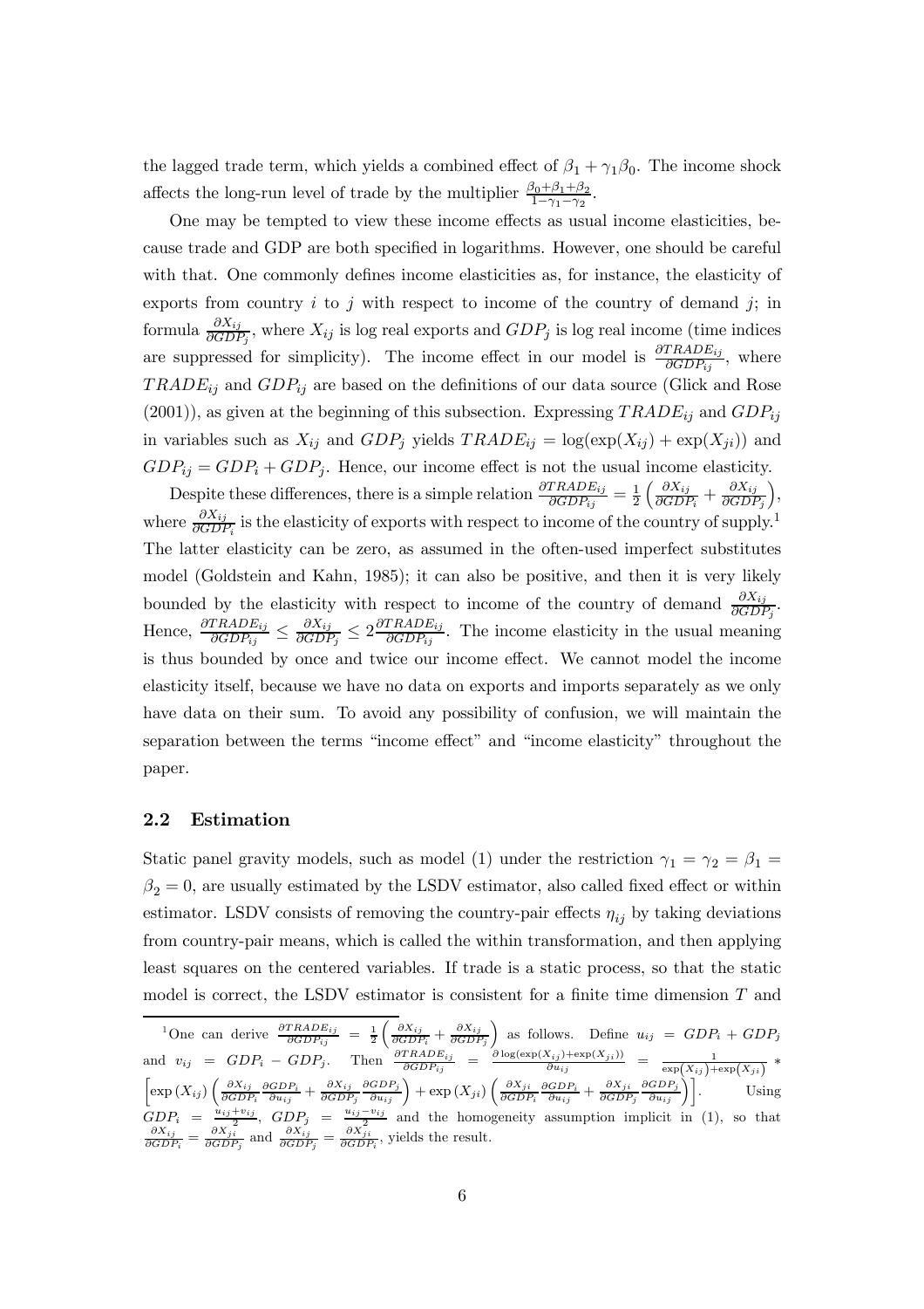the lagged trade term, which yields a combined effect of $\beta_1 + \gamma_1\beta_0$. The income shock affects the long-run level of trade by the multiplier $\frac{\beta_0+\beta_1+\beta_2}{1-\gamma_1-\gamma_2}$.

One may be tempted to view these income effects as usual income elasticities, because trade and GDP are both specified in logarithms. However, one should be careful with that. One commonly defines income elasticities as, for instance, the elasticity of exports from country $i$ to $j$ with respect to income of the country of demand $j$; in formula $\frac{\partial X_{ij}}{\partial GDP_j}$, where $X_{ij}$ is log real exports and $GDP_j$ is log real income (time indices are suppressed for simplicity). The income effect in our model is $\frac{\partial TRADE_{ij}}{\partial GDP_{ij}}$, where $TRADE_{ij}$ and $GDP_{ij}$ are based on the definitions of our data source (Glick and Rose (2001)), as given at the beginning of this subsection. Expressing $TRADE_{ij}$ and $GDP_{ij}$ in variables such as $X_{ij}$ and $GDP_j$ yields $TRADE_{ij} = \log(\exp(X_{ij}) + \exp(X_{ji}))$ and $GDP_{ij} = GDP_i + GDP_j$. Hence, our income effect is not the usual income elasticity.

Despite these differences, there is a simple relation $\frac{\partial TRADE_{ij}}{\partial GDP_{ij}} = \frac{1}{2}\left(\frac{\partial X_{ij}}{\partial GDP_i} + \frac{\partial X_{ij}}{\partial GDP_j}\right)$, where $\frac{\partial X_{ij}}{\partial GDP_i}$ is the elasticity of exports with respect to income of the country of supply.[1] The latter elasticity can be zero, as assumed in the often-used imperfect substitutes model (Goldstein and Kahn, 1985); it can also be positive, and then it is very likely bounded by the elasticity with respect to income of the country of demand $\frac{\partial X_{ij}}{\partial GDP_j}$. Hence, $\frac{\partial TRADE_{ij}}{\partial GDP_{ij}} \leq \frac{\partial X_{ij}}{\partial GDP_j} \leq 2\frac{\partial TRADE_{ij}}{\partial GDP_{ij}}$. The income elasticity in the usual meaning is thus bounded by once and twice our income effect. We cannot model the income elasticity itself, because we have no data on exports and imports separately as we only have data on their sum. To avoid any possibility of confusion, we will maintain the separation between the terms "income effect" and "income elasticity" throughout the paper.

## 2.2 Estimation

Static panel gravity models, such as model (1) under the restriction $\gamma_1 = \gamma_2 = \beta_1 = \beta_2 = 0$, are usually estimated by the LSDV estimator, also called fixed effect or within estimator. LSDV consists of removing the country-pair effects $\eta_{ij}$ by taking deviations from country-pair means, which is called the within transformation, and then applying least squares on the centered variables. If trade is a static process, so that the static model is correct, the LSDV estimator is consistent for a finite time dimension $T$ and

---

[1] One can derive $\frac{\partial TRADE_{ij}}{\partial GDP_{ij}} = \frac{1}{2}\left(\frac{\partial X_{ij}}{\partial GDP_i} + \frac{\partial X_{ij}}{\partial GDP_j}\right)$ as follows. Define $u_{ij} = GDP_i + GDP_j$ and $v_{ij} = GDP_i - GDP_j$. Then $\frac{\partial TRADE_{ij}}{\partial GDP_{ij}} = \frac{\partial \log(\exp(X_{ij})+\exp(X_{ji}))}{\partial u_{ij}} = \frac{1}{\exp(X_{ij})+\exp(X_{ji})} *$ $\left[\exp(X_{ij})\left(\frac{\partial X_{ij}}{\partial GDP_i}\frac{\partial GDP_i}{\partial u_{ij}} + \frac{\partial X_{ij}}{\partial GDP_j}\frac{\partial GDP_j}{\partial u_{ij}}\right) + \exp(X_{ji})\left(\frac{\partial X_{ji}}{\partial GDP_i}\frac{\partial GDP_i}{\partial u_{ij}} + \frac{\partial X_{ji}}{\partial GDP_j}\frac{\partial GDP_j}{\partial u_{ij}}\right)\right]$. Using $GDP_i = \frac{u_{ij}+v_{ij}}{2}$, $GDP_j = \frac{u_{ij}-v_{ij}}{2}$ and the homogeneity assumption implicit in (1), so that $\frac{\partial X_{ij}}{\partial GDP_i} = \frac{\partial X_{ji}}{\partial GDP_j}$ and $\frac{\partial X_{ij}}{\partial GDP_j} = \frac{\partial X_{ji}}{\partial GDP_i}$, yields the result.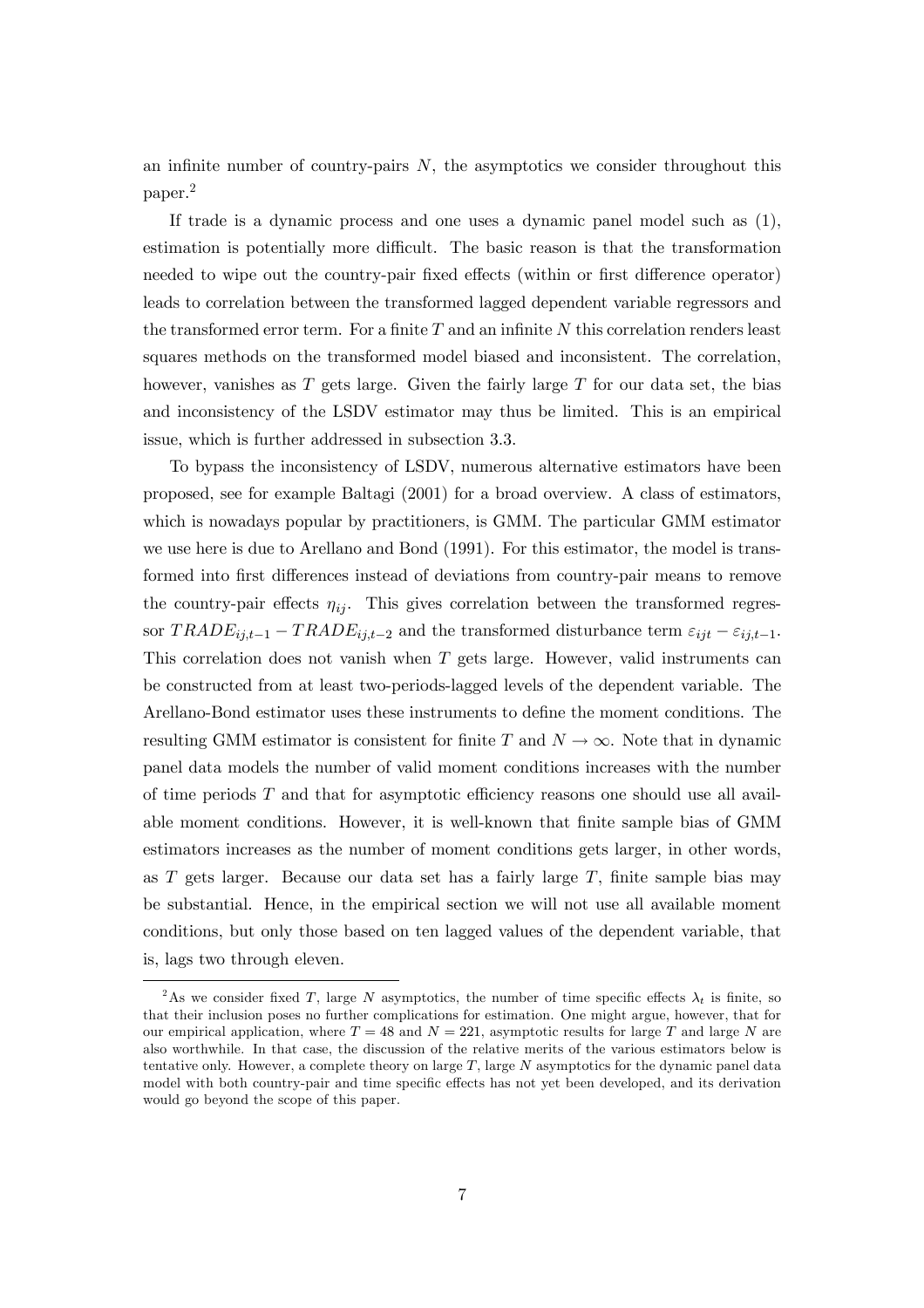an infinite number of country-pairs $N$, the asymptotics we consider throughout this paper.[2]

If trade is a dynamic process and one uses a dynamic panel model such as (1), estimation is potentially more difficult. The basic reason is that the transformation needed to wipe out the country-pair fixed effects (within or first difference operator) leads to correlation between the transformed lagged dependent variable regressors and the transformed error term. For a finite $T$ and an infinite $N$ this correlation renders least squares methods on the transformed model biased and inconsistent. The correlation, however, vanishes as $T$ gets large. Given the fairly large $T$ for our data set, the bias and inconsistency of the LSDV estimator may thus be limited. This is an empirical issue, which is further addressed in subsection 3.3.

To bypass the inconsistency of LSDV, numerous alternative estimators have been proposed, see for example Baltagi (2001) for a broad overview. A class of estimators, which is nowadays popular by practitioners, is GMM. The particular GMM estimator we use here is due to Arellano and Bond (1991). For this estimator, the model is transformed into first differences instead of deviations from country-pair means to remove the country-pair effects $\eta_{ij}$. This gives correlation between the transformed regressor $TRADE_{ij,t-1} - TRADE_{ij,t-2}$ and the transformed disturbance term $\varepsilon_{ijt} - \varepsilon_{ij,t-1}$. This correlation does not vanish when $T$ gets large. However, valid instruments can be constructed from at least two-periods-lagged levels of the dependent variable. The Arellano-Bond estimator uses these instruments to define the moment conditions. The resulting GMM estimator is consistent for finite $T$ and $N \to \infty$. Note that in dynamic panel data models the number of valid moment conditions increases with the number of time periods $T$ and that for asymptotic efficiency reasons one should use all available moment conditions. However, it is well-known that finite sample bias of GMM estimators increases as the number of moment conditions gets larger, in other words, as $T$ gets larger. Because our data set has a fairly large $T$, finite sample bias may be substantial. Hence, in the empirical section we will not use all available moment conditions, but only those based on ten lagged values of the dependent variable, that is, lags two through eleven.

---

[2] As we consider fixed $T$, large $N$ asymptotics, the number of time specific effects $\lambda_t$ is finite, so that their inclusion poses no further complications for estimation. One might argue, however, that for our empirical application, where $T = 48$ and $N = 221$, asymptotic results for large $T$ and large $N$ are also worthwhile. In that case, the discussion of the relative merits of the various estimators below is tentative only. However, a complete theory on large $T$, large $N$ asymptotics for the dynamic panel data model with both country-pair and time specific effects has not yet been developed, and its derivation would go beyond the scope of this paper.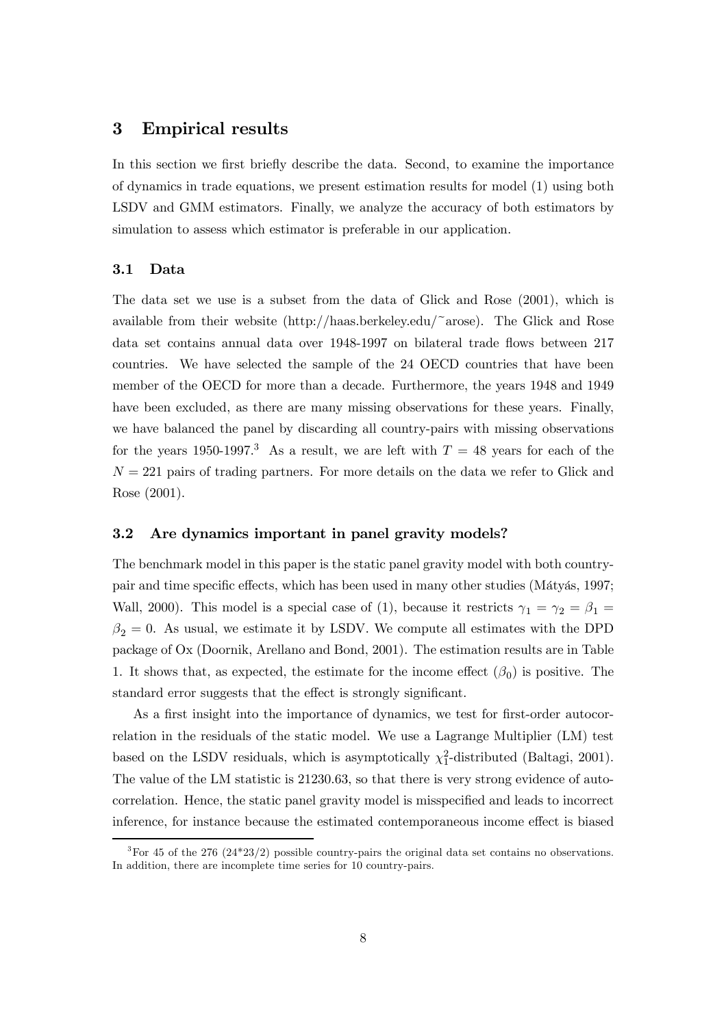## 3 Empirical results

In this section we first briefly describe the data. Second, to examine the importance of dynamics in trade equations, we present estimation results for model (1) using both LSDV and GMM estimators. Finally, we analyze the accuracy of both estimators by simulation to assess which estimator is preferable in our application.

### 3.1 Data

The data set we use is a subset from the data of Glick and Rose (2001), which is available from their website (http://haas.berkeley.edu/~arose). The Glick and Rose data set contains annual data over 1948-1997 on bilateral trade flows between 217 countries. We have selected the sample of the 24 OECD countries that have been member of the OECD for more than a decade. Furthermore, the years 1948 and 1949 have been excluded, as there are many missing observations for these years. Finally, we have balanced the panel by discarding all country-pairs with missing observations for the years 1950-1997.[3] As a result, we are left with $T = 48$ years for each of the $N = 221$ pairs of trading partners. For more details on the data we refer to Glick and Rose (2001).

### 3.2 Are dynamics important in panel gravity models?

The benchmark model in this paper is the static panel gravity model with both country-pair and time specific effects, which has been used in many other studies (Mátyás, 1997; Wall, 2000). This model is a special case of (1), because it restricts $\gamma_1 = \gamma_2 = \beta_1 = \beta_2 = 0$. As usual, we estimate it by LSDV. We compute all estimates with the DPD package of Ox (Doornik, Arellano and Bond, 2001). The estimation results are in Table 1. It shows that, as expected, the estimate for the income effect ($\beta_0$) is positive. The standard error suggests that the effect is strongly significant.

As a first insight into the importance of dynamics, we test for first-order autocorrelation in the residuals of the static model. We use a Lagrange Multiplier (LM) test based on the LSDV residuals, which is asymptotically $\chi^2_1$-distributed (Baltagi, 2001). The value of the LM statistic is 21230.63, so that there is very strong evidence of autocorrelation. Hence, the static panel gravity model is misspecified and leads to incorrect inference, for instance because the estimated contemporaneous income effect is biased

[3] For 45 of the 276 (24*23/2) possible country-pairs the original data set contains no observations. In addition, there are incomplete time series for 10 country-pairs.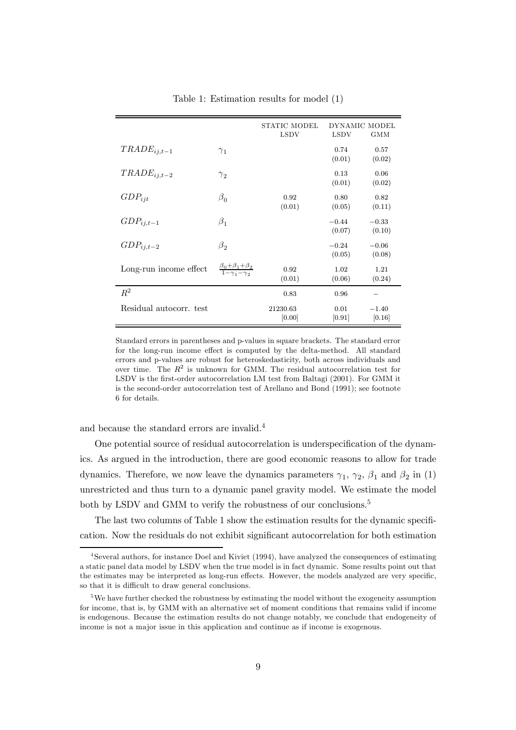Table 1: Estimation results for model (1)

| | | STATIC MODEL | DYNAMIC MODEL | |
|---|---|---|---|---|
| | | LSDV | LSDV | GMM |
| $TRADE_{ij,t-1}$ | $\gamma_1$ | | 0.74 (0.01) | 0.57 (0.02) |
| $TRADE_{ij,t-2}$ | $\gamma_2$ | | 0.13 (0.01) | 0.06 (0.02) |
| $GDP_{ijt}$ | $\beta_0$ | 0.92 (0.01) | 0.80 (0.05) | 0.82 (0.11) |
| $GDP_{ij,t-1}$ | $\beta_1$ | | $-0.44$ (0.07) | $-0.33$ (0.10) |
| $GDP_{ij,t-2}$ | $\beta_2$ | | $-0.24$ (0.05) | $-0.06$ (0.08) |
| Long-run income effect | $\frac{\beta_0+\beta_1+\beta_2}{1-\gamma_1-\gamma_2}$ | 0.92 (0.01) | 1.02 (0.06) | 1.21 (0.24) |
| $R^2$ | | 0.83 | 0.96 | – |
| Residual autocorr. test | | 21230.63 [0.00] | 0.01 [0.91] | $-1.40$ [0.16] |

Standard errors in parentheses and p-values in square brackets. The standard error for the long-run income effect is computed by the delta-method. All standard errors and p-values are robust for heteroskedasticity, both across individuals and over time. The $R^2$ is unknown for GMM. The residual autocorrelation test for LSDV is the first-order autocorrelation LM test from Baltagi (2001). For GMM it is the second-order autocorrelation test of Arellano and Bond (1991); see footnote 6 for details.

and because the standard errors are invalid.[4]

One potential source of residual autocorrelation is underspecification of the dynamics. As argued in the introduction, there are good economic reasons to allow for trade dynamics. Therefore, we now leave the dynamics parameters $\gamma_1$, $\gamma_2$, $\beta_1$ and $\beta_2$ in (1) unrestricted and thus turn to a dynamic panel gravity model. We estimate the model both by LSDV and GMM to verify the robustness of our conclusions.[5]

The last two columns of Table 1 show the estimation results for the dynamic specification. Now the residuals do not exhibit significant autocorrelation for both estimation

[4] Several authors, for instance Doel and Kiviet (1994), have analyzed the consequences of estimating a static panel data model by LSDV when the true model is in fact dynamic. Some results point out that the estimates may be interpreted as long-run effects. However, the models analyzed are very specific, so that it is difficult to draw general conclusions.

[5] We have further checked the robustness by estimating the model without the exogeneity assumption for income, that is, by GMM with an alternative set of moment conditions that remains valid if income is endogenous. Because the estimation results do not change notably, we conclude that endogeneity of income is not a major issue in this application and continue as if income is exogenous.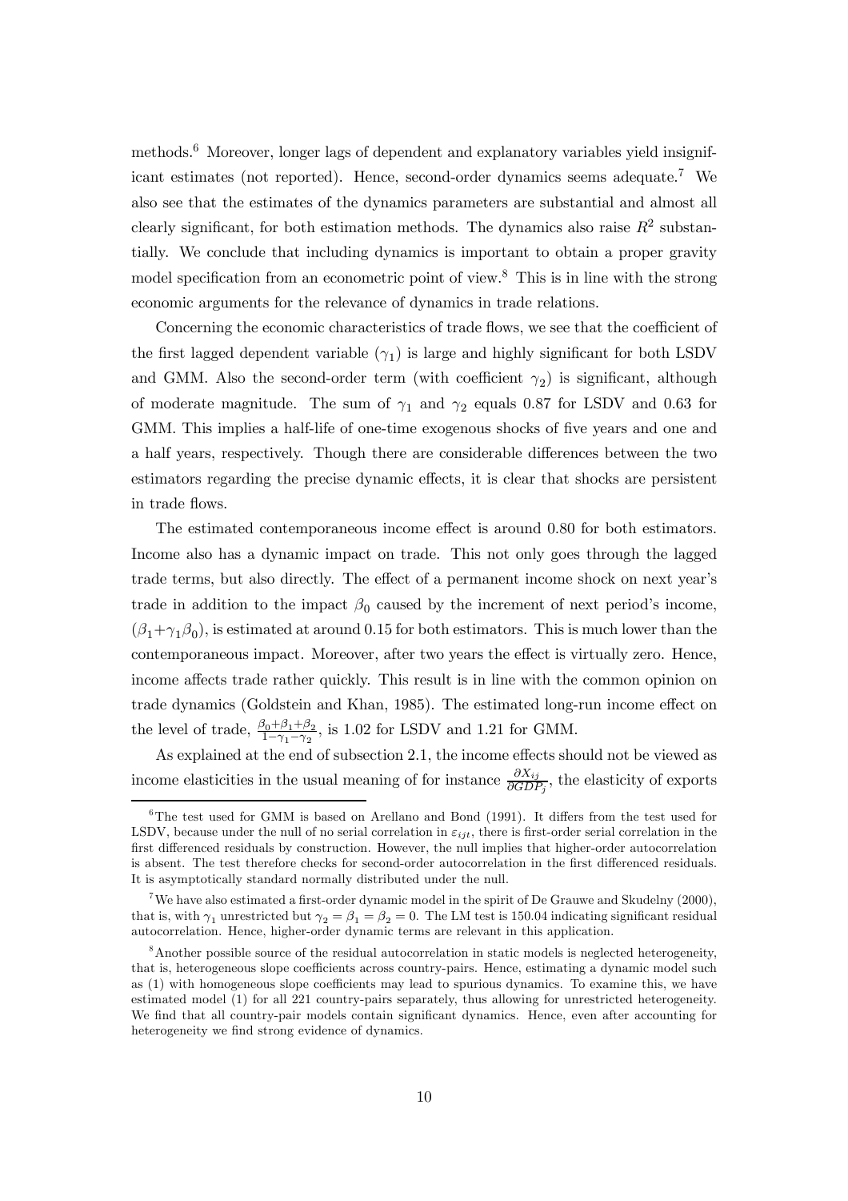methods.[6] Moreover, longer lags of dependent and explanatory variables yield insignificant estimates (not reported). Hence, second-order dynamics seems adequate.[7] We also see that the estimates of the dynamics parameters are substantial and almost all clearly significant, for both estimation methods. The dynamics also raise $R^2$ substantially. We conclude that including dynamics is important to obtain a proper gravity model specification from an econometric point of view.[8] This is in line with the strong economic arguments for the relevance of dynamics in trade relations.

Concerning the economic characteristics of trade flows, we see that the coefficient of the first lagged dependent variable ($\gamma_1$) is large and highly significant for both LSDV and GMM. Also the second-order term (with coefficient $\gamma_2$) is significant, although of moderate magnitude. The sum of $\gamma_1$ and $\gamma_2$ equals 0.87 for LSDV and 0.63 for GMM. This implies a half-life of one-time exogenous shocks of five years and one and a half years, respectively. Though there are considerable differences between the two estimators regarding the precise dynamic effects, it is clear that shocks are persistent in trade flows.

The estimated contemporaneous income effect is around 0.80 for both estimators. Income also has a dynamic impact on trade. This not only goes through the lagged trade terms, but also directly. The effect of a permanent income shock on next year's trade in addition to the impact $\beta_0$ caused by the increment of next period's income, $(\beta_1+\gamma_1\beta_0)$, is estimated at around 0.15 for both estimators. This is much lower than the contemporaneous impact. Moreover, after two years the effect is virtually zero. Hence, income affects trade rather quickly. This result is in line with the common opinion on trade dynamics (Goldstein and Khan, 1985). The estimated long-run income effect on the level of trade, $\frac{\beta_0+\beta_1+\beta_2}{1-\gamma_1-\gamma_2}$, is 1.02 for LSDV and 1.21 for GMM.

As explained at the end of subsection 2.1, the income effects should not be viewed as income elasticities in the usual meaning of for instance $\frac{\partial X_{ij}}{\partial GDP_j}$, the elasticity of exports

[6] The test used for GMM is based on Arellano and Bond (1991). It differs from the test used for LSDV, because under the null of no serial correlation in $\varepsilon_{ijt}$, there is first-order serial correlation in the first differenced residuals by construction. However, the null implies that higher-order autocorrelation is absent. The test therefore checks for second-order autocorrelation in the first differenced residuals. It is asymptotically standard normally distributed under the null.

[7] We have also estimated a first-order dynamic model in the spirit of De Grauwe and Skudelny (2000), that is, with $\gamma_1$ unrestricted but $\gamma_2 = \beta_1 = \beta_2 = 0$. The LM test is 150.04 indicating significant residual autocorrelation. Hence, higher-order dynamic terms are relevant in this application.

[8] Another possible source of the residual autocorrelation in static models is neglected heterogeneity, that is, heterogeneous slope coefficients across country-pairs. Hence, estimating a dynamic model such as (1) with homogeneous slope coefficients may lead to spurious dynamics. To examine this, we have estimated model (1) for all 221 country-pairs separately, thus allowing for unrestricted heterogeneity. We find that all country-pair models contain significant dynamics. Hence, even after accounting for heterogeneity we find strong evidence of dynamics.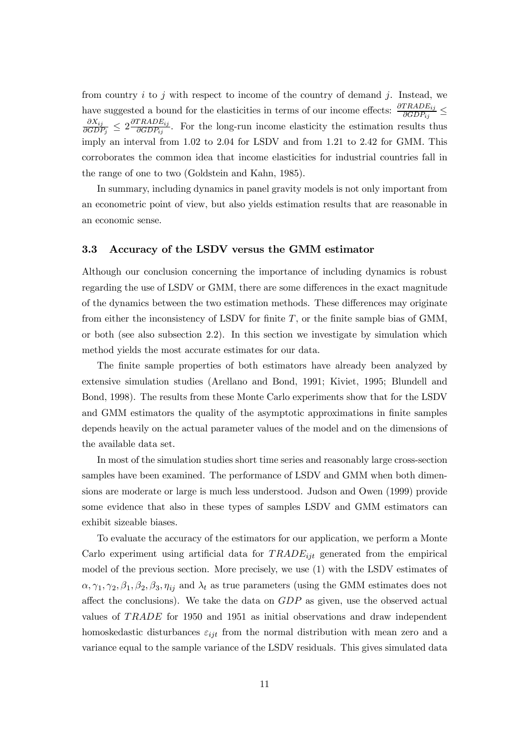from country $i$ to $j$ with respect to income of the country of demand $j$. Instead, we have suggested a bound for the elasticities in terms of our income effects: $\frac{\partial TRADE_{ij}}{\partial GDP_{ij}} \leq \frac{\partial X_{ij}}{\partial GDP_j} \leq 2\frac{\partial TRADE_{ij}}{\partial GDP_{ij}}$. For the long-run income elasticity the estimation results thus imply an interval from 1.02 to 2.04 for LSDV and from 1.21 to 2.42 for GMM. This corroborates the common idea that income elasticities for industrial countries fall in the range of one to two (Goldstein and Kahn, 1985).

In summary, including dynamics in panel gravity models is not only important from an econometric point of view, but also yields estimation results that are reasonable in an economic sense.

### 3.3 Accuracy of the LSDV versus the GMM estimator

Although our conclusion concerning the importance of including dynamics is robust regarding the use of LSDV or GMM, there are some differences in the exact magnitude of the dynamics between the two estimation methods. These differences may originate from either the inconsistency of LSDV for finite $T$, or the finite sample bias of GMM, or both (see also subsection 2.2). In this section we investigate by simulation which method yields the most accurate estimates for our data.

The finite sample properties of both estimators have already been analyzed by extensive simulation studies (Arellano and Bond, 1991; Kiviet, 1995; Blundell and Bond, 1998). The results from these Monte Carlo experiments show that for the LSDV and GMM estimators the quality of the asymptotic approximations in finite samples depends heavily on the actual parameter values of the model and on the dimensions of the available data set.

In most of the simulation studies short time series and reasonably large cross-section samples have been examined. The performance of LSDV and GMM when both dimensions are moderate or large is much less understood. Judson and Owen (1999) provide some evidence that also in these types of samples LSDV and GMM estimators can exhibit sizeable biases.

To evaluate the accuracy of the estimators for our application, we perform a Monte Carlo experiment using artificial data for $TRADE_{ijt}$ generated from the empirical model of the previous section. More precisely, we use (1) with the LSDV estimates of $\alpha, \gamma_1, \gamma_2, \beta_1, \beta_2, \beta_3, \eta_{ij}$ and $\lambda_t$ as true parameters (using the GMM estimates does not affect the conclusions). We take the data on $GDP$ as given, use the observed actual values of $TRADE$ for 1950 and 1951 as initial observations and draw independent homoskedastic disturbances $\varepsilon_{ijt}$ from the normal distribution with mean zero and a variance equal to the sample variance of the LSDV residuals. This gives simulated data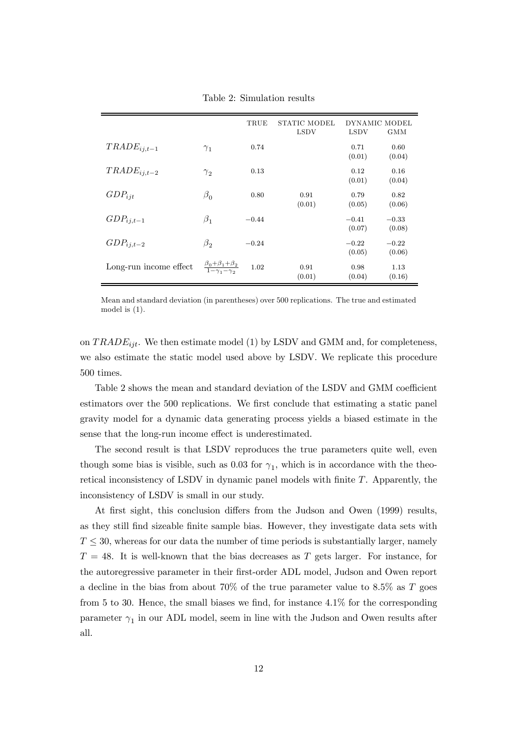Table 2: Simulation results

| | | TRUE | STATIC MODEL | DYNAMIC MODEL | |
|---|---|---|---|---|---|
| | | | LSDV | LSDV | GMM |
| $TRADE_{ij,t-1}$ | $\gamma_1$ | 0.74 | | 0.71 (0.01) | 0.60 (0.04) |
| $TRADE_{ij,t-2}$ | $\gamma_2$ | 0.13 | | 0.12 (0.01) | 0.16 (0.04) |
| $GDP_{ijt}$ | $\beta_0$ | 0.80 | 0.91 (0.01) | 0.79 (0.05) | 0.82 (0.06) |
| $GDP_{ij,t-1}$ | $\beta_1$ | $-0.44$ | | $-0.41$ (0.07) | $-0.33$ (0.08) |
| $GDP_{ij,t-2}$ | $\beta_2$ | $-0.24$ | | $-0.22$ (0.05) | $-0.22$ (0.06) |
| Long-run income effect | $\frac{\beta_0+\beta_1+\beta_2}{1-\gamma_1-\gamma_2}$ | 1.02 | 0.91 (0.01) | 0.98 (0.04) | 1.13 (0.16) |

Mean and standard deviation (in parentheses) over 500 replications. The true and estimated model is (1).

on $TRADE_{ijt}$. We then estimate model (1) by LSDV and GMM and, for completeness, we also estimate the static model used above by LSDV. We replicate this procedure 500 times.

Table 2 shows the mean and standard deviation of the LSDV and GMM coefficient estimators over the 500 replications. We first conclude that estimating a static panel gravity model for a dynamic data generating process yields a biased estimate in the sense that the long-run income effect is underestimated.

The second result is that LSDV reproduces the true parameters quite well, even though some bias is visible, such as 0.03 for $\gamma_1$, which is in accordance with the theoretical inconsistency of LSDV in dynamic panel models with finite $T$. Apparently, the inconsistency of LSDV is small in our study.

At first sight, this conclusion differs from the Judson and Owen (1999) results, as they still find sizeable finite sample bias. However, they investigate data sets with $T \leq 30$, whereas for our data the number of time periods is substantially larger, namely $T = 48$. It is well-known that the bias decreases as $T$ gets larger. For instance, for the autoregressive parameter in their first-order ADL model, Judson and Owen report a decline in the bias from about 70% of the true parameter value to 8.5% as $T$ goes from 5 to 30. Hence, the small biases we find, for instance 4.1% for the corresponding parameter $\gamma_1$ in our ADL model, seem in line with the Judson and Owen results after all.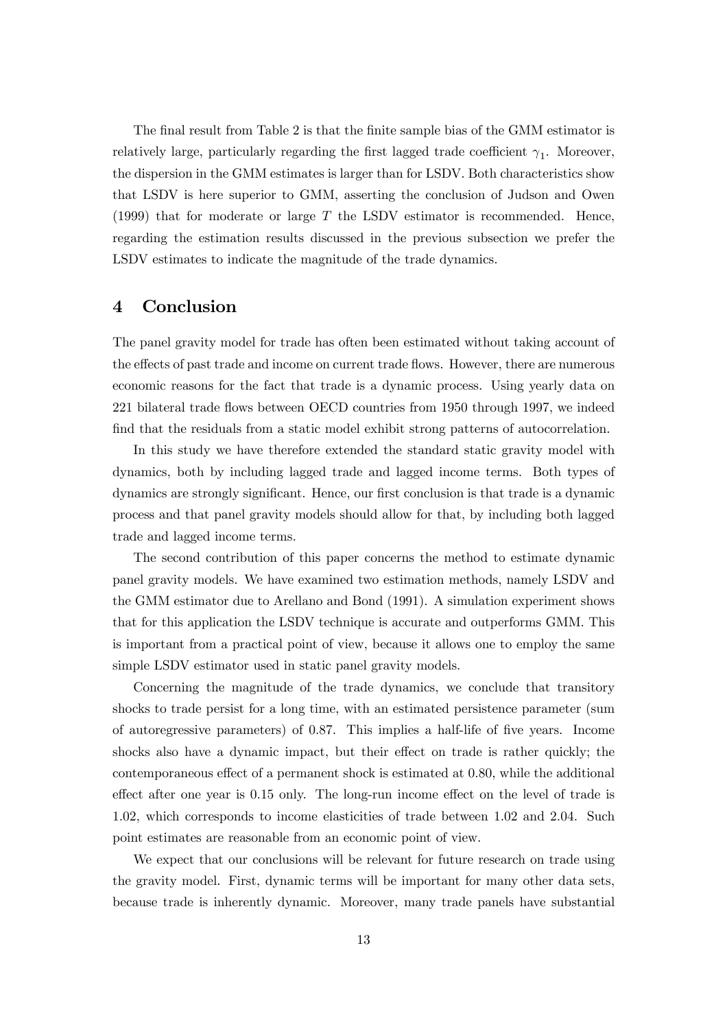The final result from Table 2 is that the finite sample bias of the GMM estimator is relatively large, particularly regarding the first lagged trade coefficient $\gamma_1$. Moreover, the dispersion in the GMM estimates is larger than for LSDV. Both characteristics show that LSDV is here superior to GMM, asserting the conclusion of Judson and Owen (1999) that for moderate or large $T$ the LSDV estimator is recommended. Hence, regarding the estimation results discussed in the previous subsection we prefer the LSDV estimates to indicate the magnitude of the trade dynamics.

# 4 Conclusion

The panel gravity model for trade has often been estimated without taking account of the effects of past trade and income on current trade flows. However, there are numerous economic reasons for the fact that trade is a dynamic process. Using yearly data on 221 bilateral trade flows between OECD countries from 1950 through 1997, we indeed find that the residuals from a static model exhibit strong patterns of autocorrelation.

In this study we have therefore extended the standard static gravity model with dynamics, both by including lagged trade and lagged income terms. Both types of dynamics are strongly significant. Hence, our first conclusion is that trade is a dynamic process and that panel gravity models should allow for that, by including both lagged trade and lagged income terms.

The second contribution of this paper concerns the method to estimate dynamic panel gravity models. We have examined two estimation methods, namely LSDV and the GMM estimator due to Arellano and Bond (1991). A simulation experiment shows that for this application the LSDV technique is accurate and outperforms GMM. This is important from a practical point of view, because it allows one to employ the same simple LSDV estimator used in static panel gravity models.

Concerning the magnitude of the trade dynamics, we conclude that transitory shocks to trade persist for a long time, with an estimated persistence parameter (sum of autoregressive parameters) of 0.87. This implies a half-life of five years. Income shocks also have a dynamic impact, but their effect on trade is rather quickly; the contemporaneous effect of a permanent shock is estimated at 0.80, while the additional effect after one year is 0.15 only. The long-run income effect on the level of trade is 1.02, which corresponds to income elasticities of trade between 1.02 and 2.04. Such point estimates are reasonable from an economic point of view.

We expect that our conclusions will be relevant for future research on trade using the gravity model. First, dynamic terms will be important for many other data sets, because trade is inherently dynamic. Moreover, many trade panels have substantial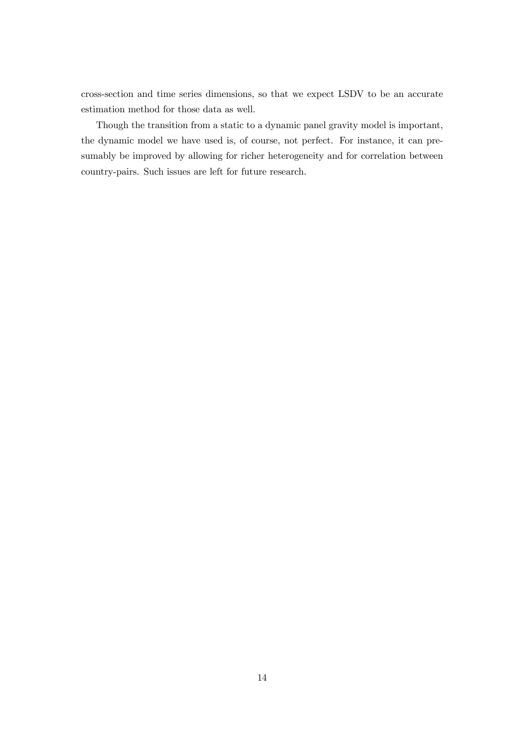cross-section and time series dimensions, so that we expect LSDV to be an accurate estimation method for those data as well.

Though the transition from a static to a dynamic panel gravity model is important, the dynamic model we have used is, of course, not perfect. For instance, it can presumably be improved by allowing for richer heterogeneity and for correlation between country-pairs. Such issues are left for future research.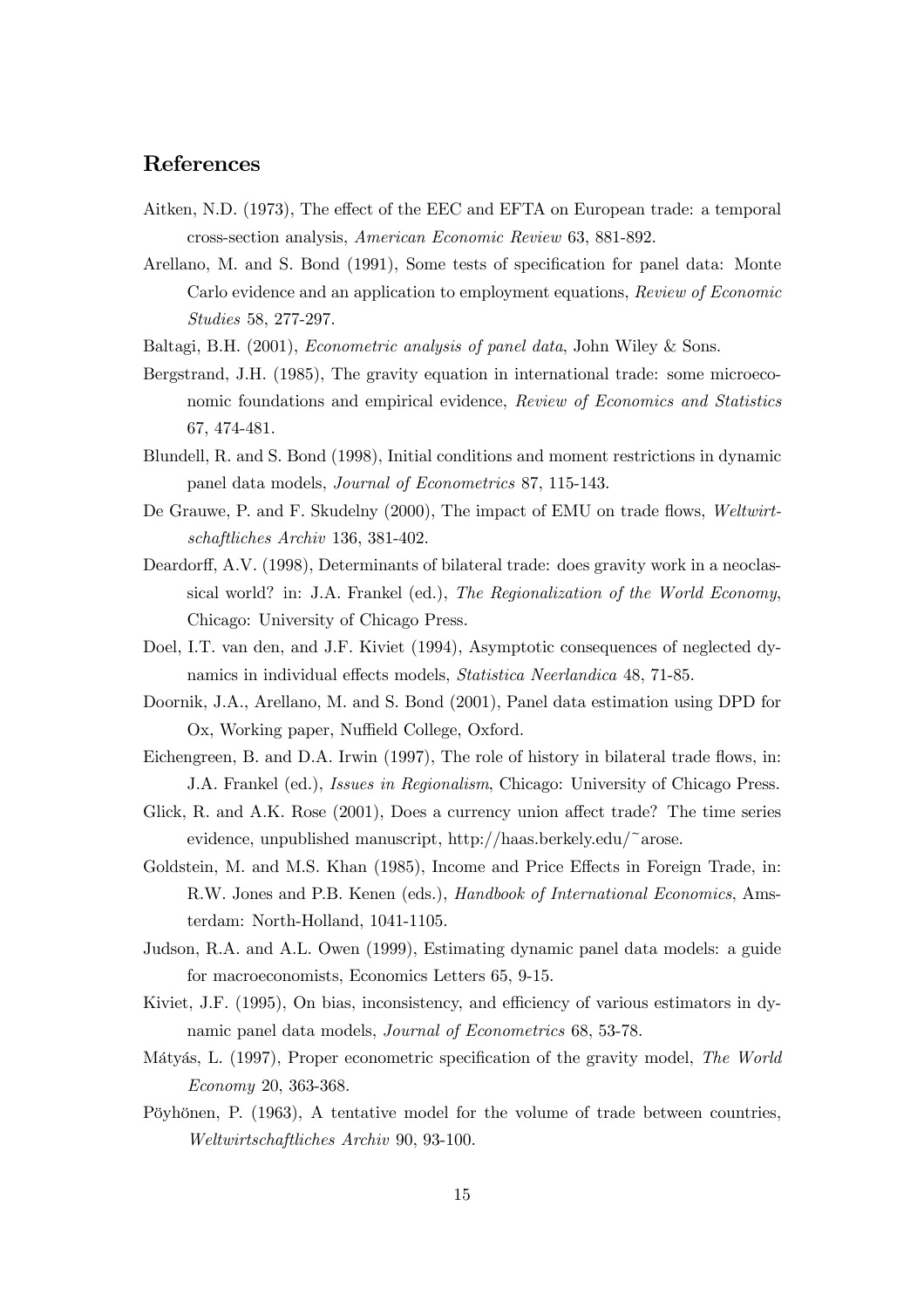## References

Aitken, N.D. (1973), The effect of the EEC and EFTA on European trade: a temporal cross-section analysis, *American Economic Review* 63, 881-892.

Arellano, M. and S. Bond (1991), Some tests of specification for panel data: Monte Carlo evidence and an application to employment equations, *Review of Economic Studies* 58, 277-297.

Baltagi, B.H. (2001), *Econometric analysis of panel data*, John Wiley & Sons.

Bergstrand, J.H. (1985), The gravity equation in international trade: some microeconomic foundations and empirical evidence, *Review of Economics and Statistics* 67, 474-481.

Blundell, R. and S. Bond (1998), Initial conditions and moment restrictions in dynamic panel data models, *Journal of Econometrics* 87, 115-143.

De Grauwe, P. and F. Skudelny (2000), The impact of EMU on trade flows, *Weltwirtschaftliches Archiv* 136, 381-402.

Deardorff, A.V. (1998), Determinants of bilateral trade: does gravity work in a neoclassical world? in: J.A. Frankel (ed.), *The Regionalization of the World Economy*, Chicago: University of Chicago Press.

Doel, I.T. van den, and J.F. Kiviet (1994), Asymptotic consequences of neglected dynamics in individual effects models, *Statistica Neerlandica* 48, 71-85.

Doornik, J.A., Arellano, M. and S. Bond (2001), Panel data estimation using DPD for Ox, Working paper, Nuffield College, Oxford.

Eichengreen, B. and D.A. Irwin (1997), The role of history in bilateral trade flows, in: J.A. Frankel (ed.), *Issues in Regionalism*, Chicago: University of Chicago Press.

Glick, R. and A.K. Rose (2001), Does a currency union affect trade? The time series evidence, unpublished manuscript, http://haas.berkely.edu/~arose.

Goldstein, M. and M.S. Khan (1985), Income and Price Effects in Foreign Trade, in: R.W. Jones and P.B. Kenen (eds.), *Handbook of International Economics*, Amsterdam: North-Holland, 1041-1105.

Judson, R.A. and A.L. Owen (1999), Estimating dynamic panel data models: a guide for macroeconomists, Economics Letters 65, 9-15.

Kiviet, J.F. (1995), On bias, inconsistency, and efficiency of various estimators in dynamic panel data models, *Journal of Econometrics* 68, 53-78.

Mátyás, L. (1997), Proper econometric specification of the gravity model, *The World Economy* 20, 363-368.

Pöyhönen, P. (1963), A tentative model for the volume of trade between countries, *Weltwirtschaftliches Archiv* 90, 93-100.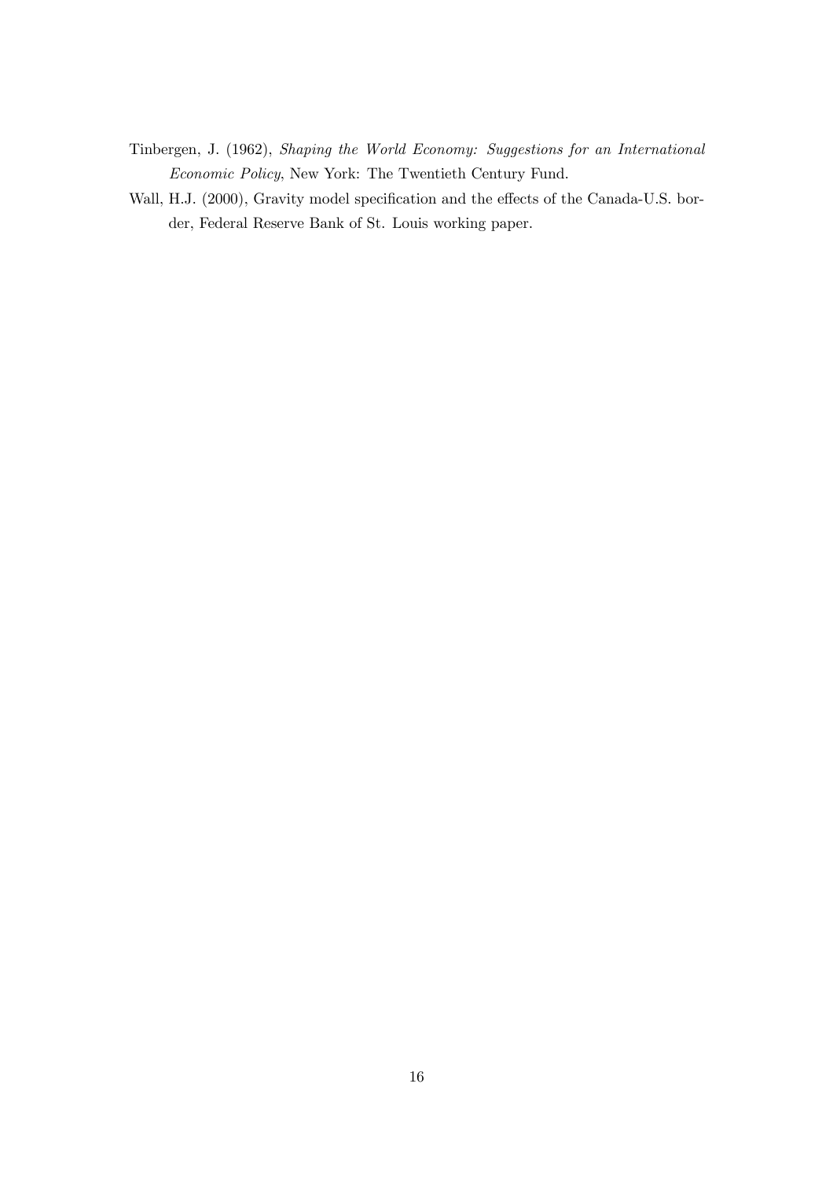Tinbergen, J. (1962), *Shaping the World Economy: Suggestions for an International Economic Policy*, New York: The Twentieth Century Fund.

Wall, H.J. (2000), Gravity model specification and the effects of the Canada-U.S. border, Federal Reserve Bank of St. Louis working paper.